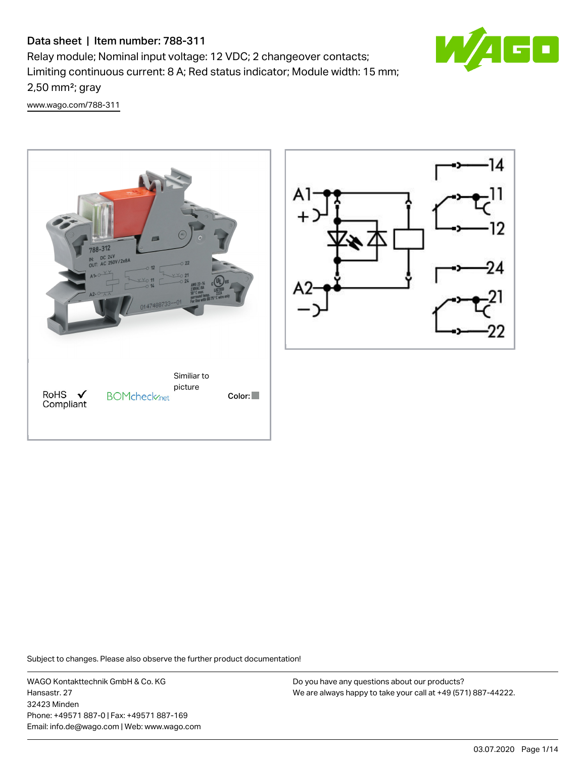# Data sheet | Item number: 788-311

Relay module; Nominal input voltage: 12 VDC; 2 changeover contacts; Limiting continuous current: 8 A; Red status indicator; Module width: 15 mm; 2,50 mm²; gray

www.wago.com/788-311

Similiar to picture

RoHS ✓ Compliant

Color:

Subject to changes. Please also observe the further product documentation!

WAGO Kontakttechnik GmbH & Co. KG
Hansastr. 27
32423 Minden
Phone: +49571 887-0 | Fax: +49571 887-169
Email: info.de@wago.com | Web: www.wago.com

Do you have any questions about our products?
We are always happy to take your call at +49 (571) 887-44222.

03.07.2020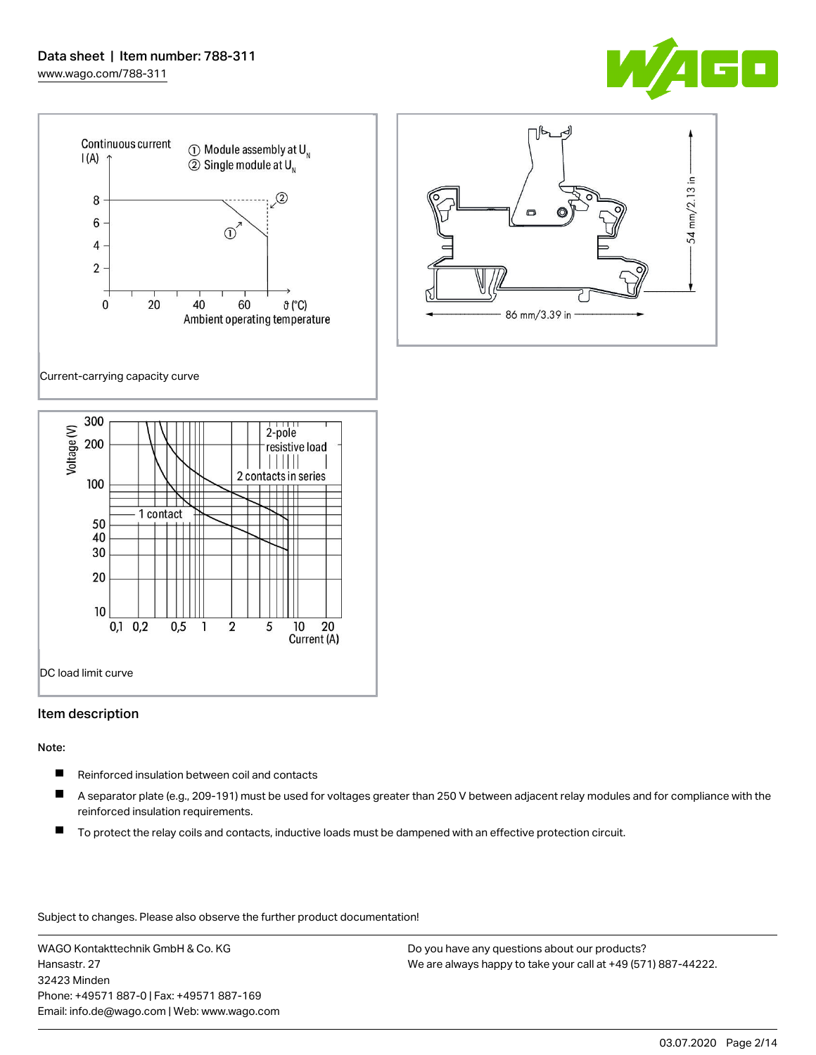Current-carrying capacity curve

DC load limit curve

## Item description

Note:

- Reinforced insulation between coil and contacts
- A separator plate (e.g., 209-191) must be used for voltages greater than 250 V between adjacent relay modules and for compliance with the reinforced insulation requirements.
- To protect the relay coils and contacts, inductive loads must be dampened with an effective protection circuit.

Subject to changes. Please also observe the further product documentation!

WAGO Kontakttechnik GmbH & Co. KG
Hansastr. 27
32423 Minden
Phone: +49571 887-0 | Fax: +49571 887-169
Email: info.de@wago.com | Web: www.wago.com

Do you have any questions about our products?
We are always happy to take your call at +49 (571) 887-44222.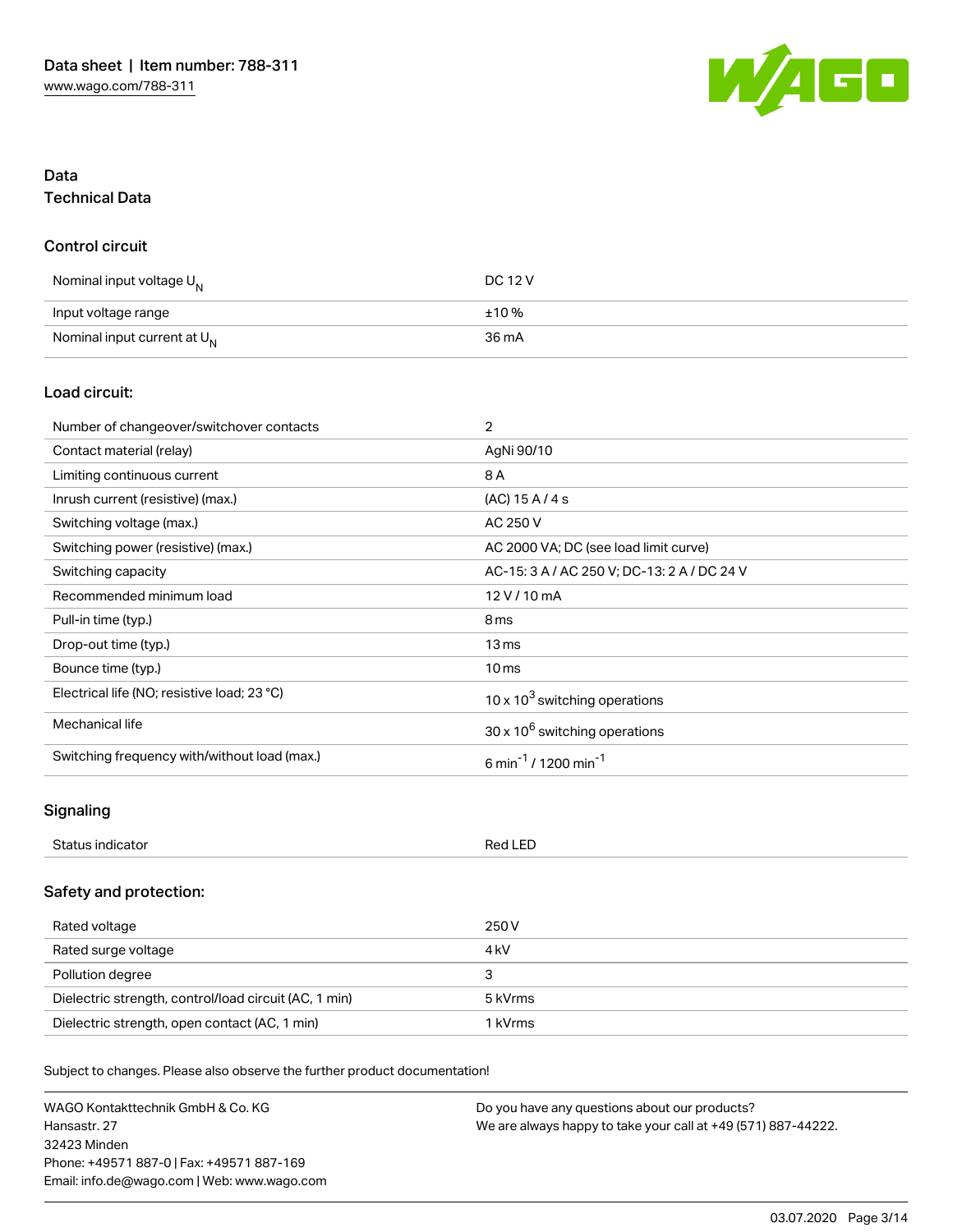# Data

## Technical Data

### Control circuit

| | |
|---|---|
| Nominal input voltage $U_N$ | DC 12 V |
| Input voltage range | ±10 % |
| Nominal input current at $U_N$ | 36 mA |

### Load circuit:

| | |
|---|---|
| Number of changeover/switchover contacts | 2 |
| Contact material (relay) | AgNi 90/10 |
| Limiting continuous current | 8 A |
| Inrush current (resistive) (max.) | (AC) 15 A / 4 s |
| Switching voltage (max.) | AC 250 V |
| Switching power (resistive) (max.) | AC 2000 VA; DC (see load limit curve) |
| Switching capacity | AC-15: 3 A / AC 250 V; DC-13: 2 A / DC 24 V |
| Recommended minimum load | 12 V / 10 mA |
| Pull-in time (typ.) | 8 ms |
| Drop-out time (typ.) | 13 ms |
| Bounce time (typ.) | 10 ms |
| Electrical life (NO; resistive load; 23 °C) | $10 \times 10^3$ switching operations |
| Mechanical life | $30 \times 10^6$ switching operations |
| Switching frequency with/without load (max.) | 6 $min^{-1}$ / 1200 $min^{-1}$ |

### Signaling

| | |
|---|---|
| Status indicator | Red LED |

### Safety and protection:

| | |
|---|---|
| Rated voltage | 250 V |
| Rated surge voltage | 4 kV |
| Pollution degree | 3 |
| Dielectric strength, control/load circuit (AC, 1 min) | 5 kVrms |
| Dielectric strength, open contact (AC, 1 min) | 1 kVrms |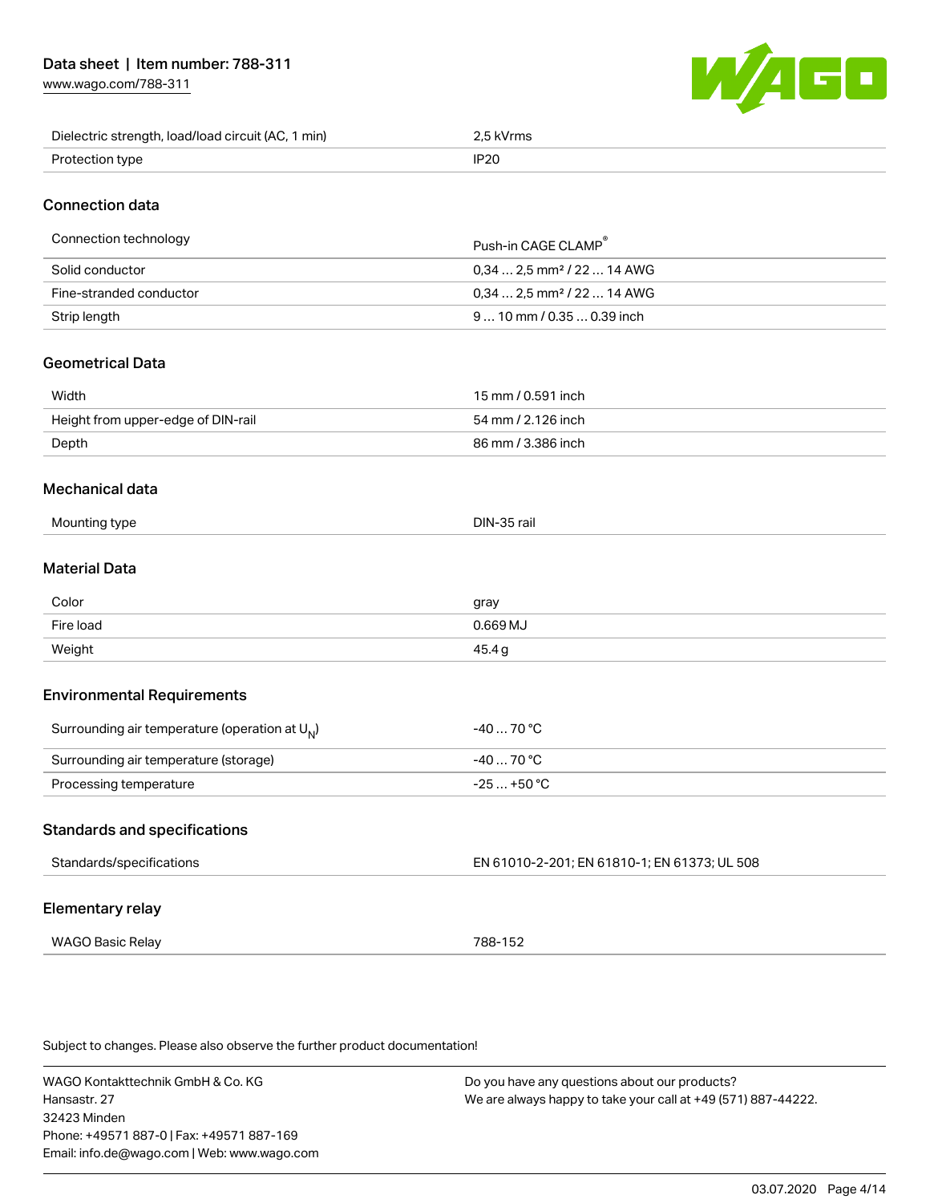| | |
|---|---|
| Dielectric strength, load/load circuit (AC, 1 min) | 2,5 kVrms |
| Protection type | IP20 |

## Connection data

| | |
|---|---|
| Connection technology | Push-in CAGE CLAMP® |
| Solid conductor | 0,34 … 2,5 mm² / 22 … 14 AWG |
| Fine-stranded conductor | 0,34 … 2,5 mm² / 22 … 14 AWG |
| Strip length | 9 … 10 mm / 0.35 … 0.39 inch |

## Geometrical Data

| | |
|---|---|
| Width | 15 mm / 0.591 inch |
| Height from upper-edge of DIN-rail | 54 mm / 2.126 inch |
| Depth | 86 mm / 3.386 inch |

## Mechanical data

| | |
|---|---|
| Mounting type | DIN-35 rail |

## Material Data

| | |
|---|---|
| Color | gray |
| Fire load | 0.669 MJ |
| Weight | 45.4 g |

## Environmental Requirements

| | |
|---|---|
| Surrounding air temperature (operation at $U_N$) | -40 … 70 °C |
| Surrounding air temperature (storage) | -40 … 70 °C |
| Processing temperature | -25 … +50 °C |

## Standards and specifications

| | |
|---|---|
| Standards/specifications | EN 61010-2-201; EN 61810-1; EN 61373; UL 508 |

## Elementary relay

| | |
|---|---|
| WAGO Basic Relay | 788-152 |

Subject to changes. Please also observe the further product documentation!

WAGO Kontakttechnik GmbH & Co. KG
Hansastr. 27
32423 Minden
Phone: +49571 887-0 | Fax: +49571 887-169
Email: info.de@wago.com | Web: www.wago.com

Do you have any questions about our products?
We are always happy to take your call at +49 (571) 887-44222.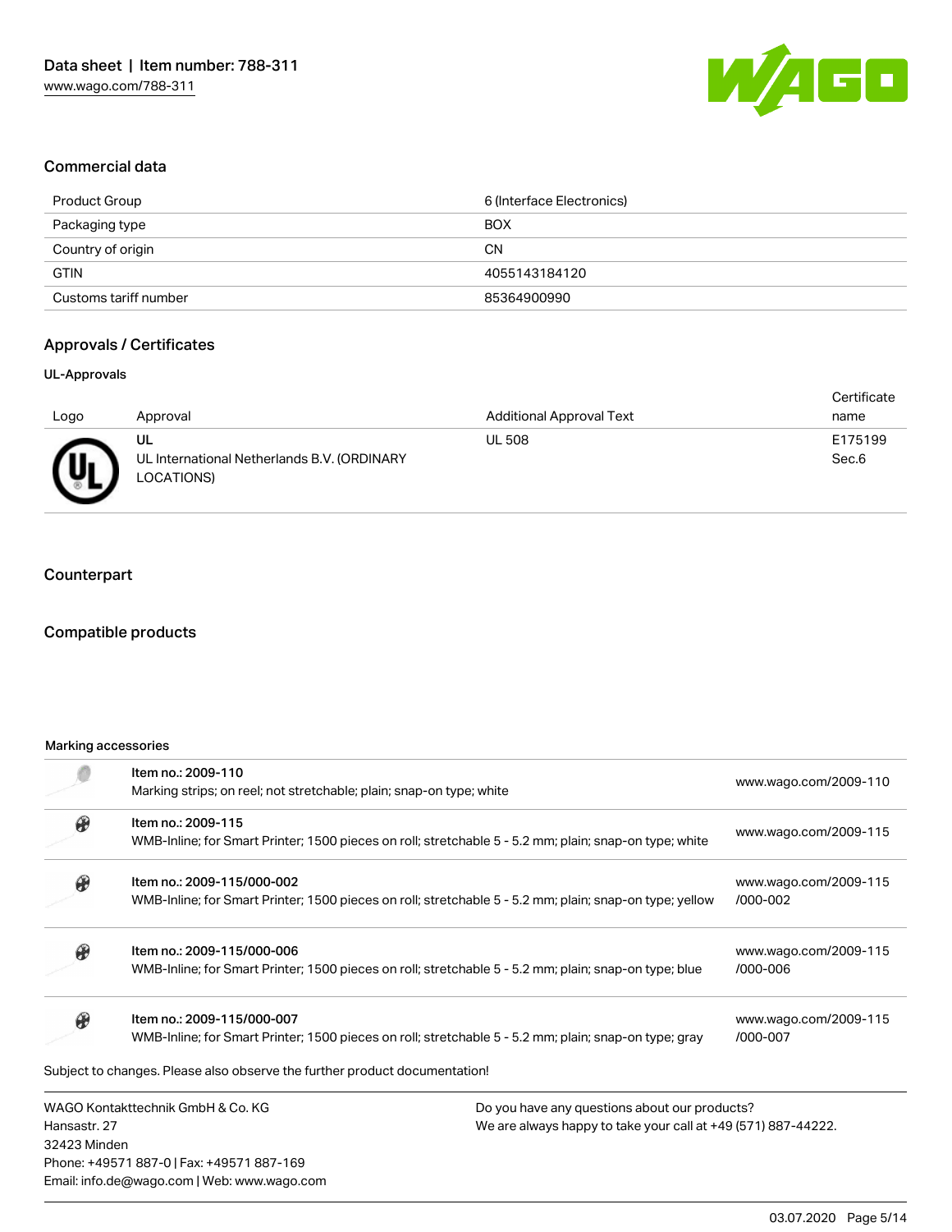## Commercial data

| | |
|---|---|
| Product Group | 6 (Interface Electronics) |
| Packaging type | BOX |
| Country of origin | CN |
| GTIN | 4055143184120 |
| Customs tariff number | 85364900990 |

## Approvals / Certificates

### UL-Approvals

| Logo | Approval | Additional Approval Text | Certificate name |
|---|---|---|---|
| | UL<br>UL International Netherlands B.V. (ORDINARY LOCATIONS) | UL 508 | E175199 Sec.6 |

## Counterpart

## Compatible products

### Marking accessories

| | | |
|---|---|---|
| | Item no.: 2009-110<br>Marking strips; on reel; not stretchable; plain; snap-on type; white | www.wago.com/2009-110 |
| | Item no.: 2009-115<br>WMB-Inline; for Smart Printer; 1500 pieces on roll; stretchable 5 - 5.2 mm; plain; snap-on type; white | www.wago.com/2009-115 |
| | Item no.: 2009-115/000-002<br>WMB-Inline; for Smart Printer; 1500 pieces on roll; stretchable 5 - 5.2 mm; plain; snap-on type; yellow | www.wago.com/2009-115/000-002 |
| | Item no.: 2009-115/000-006<br>WMB-Inline; for Smart Printer; 1500 pieces on roll; stretchable 5 - 5.2 mm; plain; snap-on type; blue | www.wago.com/2009-115/000-006 |
| | Item no.: 2009-115/000-007<br>WMB-Inline; for Smart Printer; 1500 pieces on roll; stretchable 5 - 5.2 mm; plain; snap-on type; gray | www.wago.com/2009-115/000-007 |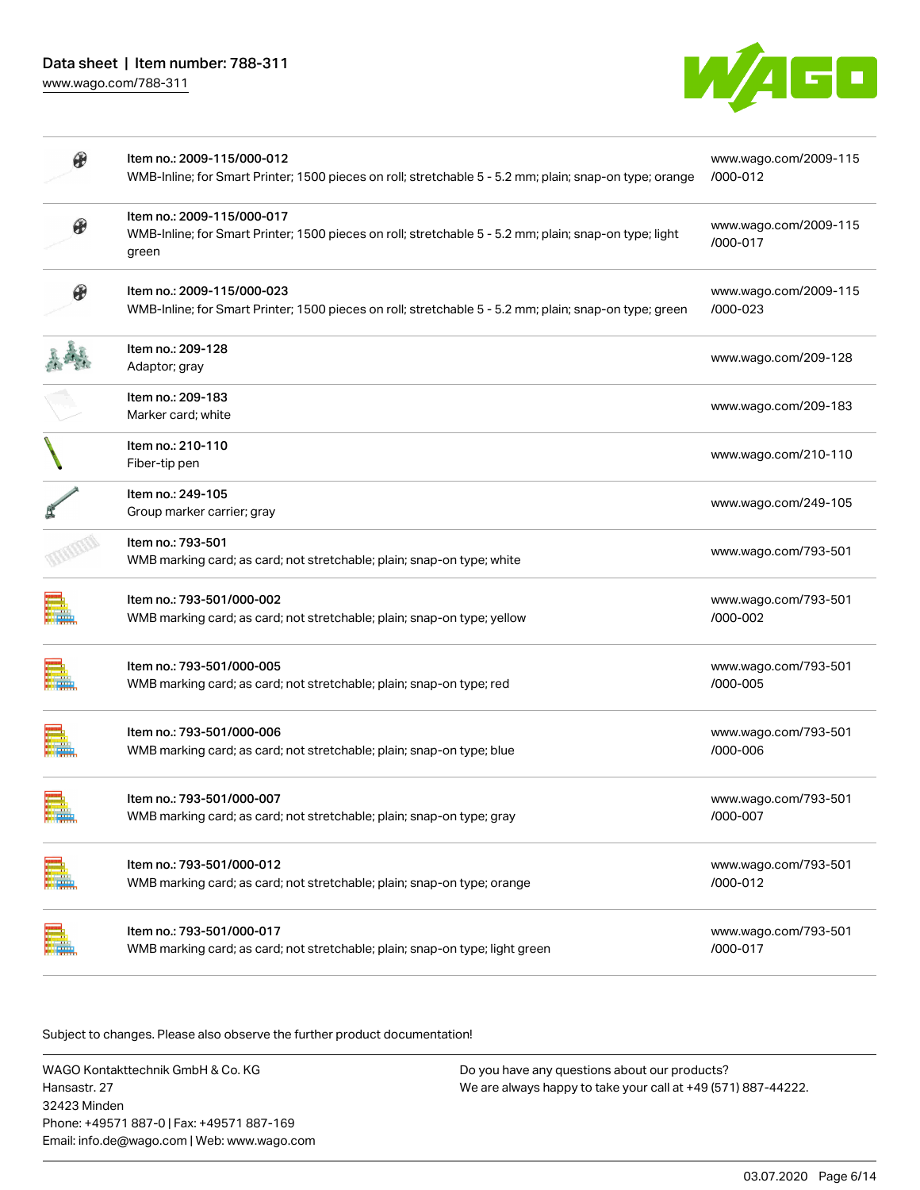| | | |
|---|---|---|
| | Item no.: 2009-115/000-012<br>WMB-Inline; for Smart Printer; 1500 pieces on roll; stretchable 5 - 5.2 mm; plain; snap-on type; orange | www.wago.com/2009-115/000-012 |
| | Item no.: 2009-115/000-017<br>WMB-Inline; for Smart Printer; 1500 pieces on roll; stretchable 5 - 5.2 mm; plain; snap-on type; light green | www.wago.com/2009-115/000-017 |
| | Item no.: 2009-115/000-023<br>WMB-Inline; for Smart Printer; 1500 pieces on roll; stretchable 5 - 5.2 mm; plain; snap-on type; green | www.wago.com/2009-115/000-023 |
| | Item no.: 209-128<br>Adaptor; gray | www.wago.com/209-128 |
| | Item no.: 209-183<br>Marker card; white | www.wago.com/209-183 |
| | Item no.: 210-110<br>Fiber-tip pen | www.wago.com/210-110 |
| | Item no.: 249-105<br>Group marker carrier; gray | www.wago.com/249-105 |
| | Item no.: 793-501<br>WMB marking card; as card; not stretchable; plain; snap-on type; white | www.wago.com/793-501 |
| | Item no.: 793-501/000-002<br>WMB marking card; as card; not stretchable; plain; snap-on type; yellow | www.wago.com/793-501/000-002 |
| | Item no.: 793-501/000-005<br>WMB marking card; as card; not stretchable; plain; snap-on type; red | www.wago.com/793-501/000-005 |
| | Item no.: 793-501/000-006<br>WMB marking card; as card; not stretchable; plain; snap-on type; blue | www.wago.com/793-501/000-006 |
| | Item no.: 793-501/000-007<br>WMB marking card; as card; not stretchable; plain; snap-on type; gray | www.wago.com/793-501/000-007 |
| | Item no.: 793-501/000-012<br>WMB marking card; as card; not stretchable; plain; snap-on type; orange | www.wago.com/793-501/000-012 |
| | Item no.: 793-501/000-017<br>WMB marking card; as card; not stretchable; plain; snap-on type; light green | www.wago.com/793-501/000-017 |

Subject to changes. Please also observe the further product documentation!

WAGO Kontakttechnik GmbH & Co. KG
Hansastr. 27
32423 Minden
Phone: +49571 887-0 | Fax: +49571 887-169
Email: info.de@wago.com | Web: www.wago.com

Do you have any questions about our products?
We are always happy to take your call at +49 (571) 887-44222.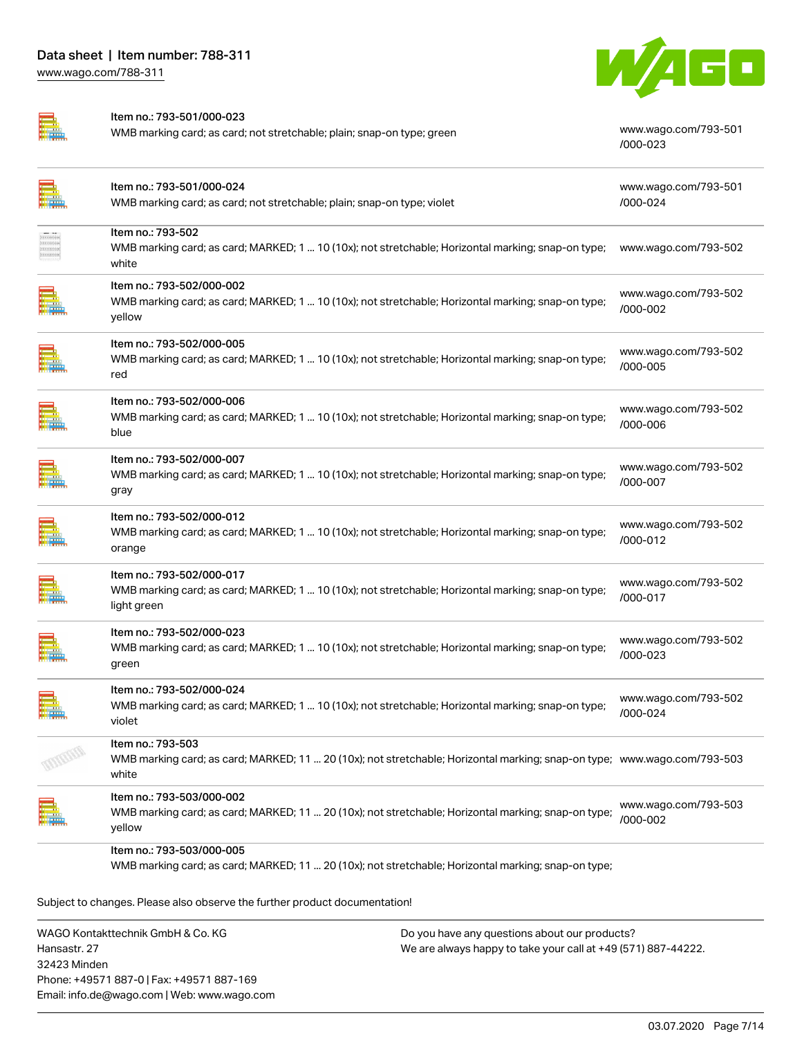| | | |
|---|---|---|
| | Item no.: 793-501/000-023<br>WMB marking card; as card; not stretchable; plain; snap-on type; green | www.wago.com/793-501/000-023 |
| | Item no.: 793-501/000-024<br>WMB marking card; as card; not stretchable; plain; snap-on type; violet | www.wago.com/793-501/000-024 |
| | Item no.: 793-502<br>WMB marking card; as card; MARKED; 1 ... 10 (10x); not stretchable; Horizontal marking; snap-on type; white | www.wago.com/793-502 |
| | Item no.: 793-502/000-002<br>WMB marking card; as card; MARKED; 1 ... 10 (10x); not stretchable; Horizontal marking; snap-on type; yellow | www.wago.com/793-502/000-002 |
| | Item no.: 793-502/000-005<br>WMB marking card; as card; MARKED; 1 ... 10 (10x); not stretchable; Horizontal marking; snap-on type; red | www.wago.com/793-502/000-005 |
| | Item no.: 793-502/000-006<br>WMB marking card; as card; MARKED; 1 ... 10 (10x); not stretchable; Horizontal marking; snap-on type; blue | www.wago.com/793-502/000-006 |
| | Item no.: 793-502/000-007<br>WMB marking card; as card; MARKED; 1 ... 10 (10x); not stretchable; Horizontal marking; snap-on type; gray | www.wago.com/793-502/000-007 |
| | Item no.: 793-502/000-012<br>WMB marking card; as card; MARKED; 1 ... 10 (10x); not stretchable; Horizontal marking; snap-on type; orange | www.wago.com/793-502/000-012 |
| | Item no.: 793-502/000-017<br>WMB marking card; as card; MARKED; 1 ... 10 (10x); not stretchable; Horizontal marking; snap-on type; light green | www.wago.com/793-502/000-017 |
| | Item no.: 793-502/000-023<br>WMB marking card; as card; MARKED; 1 ... 10 (10x); not stretchable; Horizontal marking; snap-on type; green | www.wago.com/793-502/000-023 |
| | Item no.: 793-502/000-024<br>WMB marking card; as card; MARKED; 1 ... 10 (10x); not stretchable; Horizontal marking; snap-on type; violet | www.wago.com/793-502/000-024 |
| | Item no.: 793-503<br>WMB marking card; as card; MARKED; 11 ... 20 (10x); not stretchable; Horizontal marking; snap-on type; white | www.wago.com/793-503 |
| | Item no.: 793-503/000-002<br>WMB marking card; as card; MARKED; 11 ... 20 (10x); not stretchable; Horizontal marking; snap-on type; yellow | www.wago.com/793-503/000-002 |
| | Item no.: 793-503/000-005<br>WMB marking card; as card; MARKED; 11 ... 20 (10x); not stretchable; Horizontal marking; snap-on type; | |

Subject to changes. Please also observe the further product documentation!

WAGO Kontakttechnik GmbH & Co. KG
Hansastr. 27
32423 Minden
Phone: +49571 887-0 | Fax: +49571 887-169
Email: info.de@wago.com | Web: www.wago.com

Do you have any questions about our products?
We are always happy to take your call at +49 (571) 887-44222.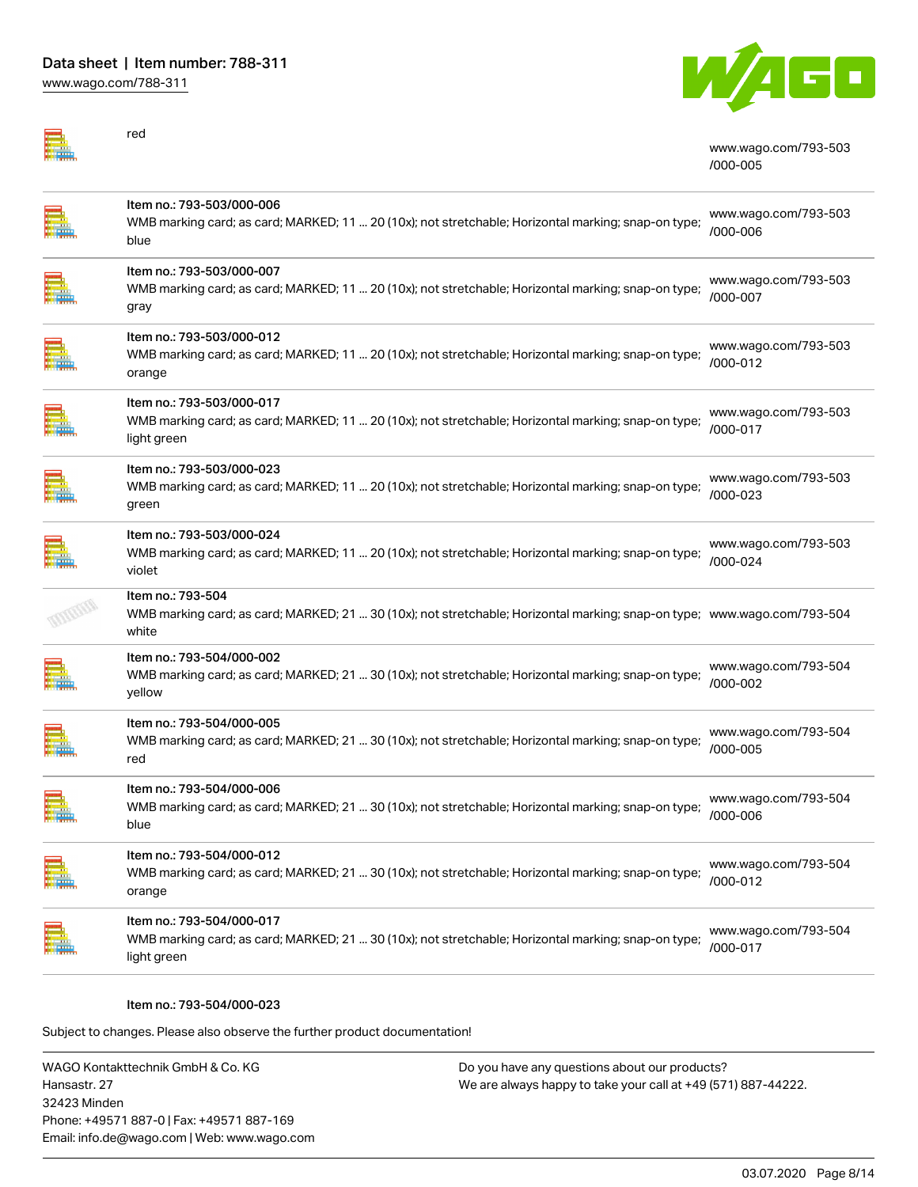| | | |
|---|---|---|
| | red | www.wago.com/793-503/000-005 |
| | Item no.: 793-503/000-006<br>WMB marking card; as card; MARKED; 11 ... 20 (10x); not stretchable; Horizontal marking; snap-on type; blue | www.wago.com/793-503/000-006 |
| | Item no.: 793-503/000-007<br>WMB marking card; as card; MARKED; 11 ... 20 (10x); not stretchable; Horizontal marking; snap-on type; gray | www.wago.com/793-503/000-007 |
| | Item no.: 793-503/000-012<br>WMB marking card; as card; MARKED; 11 ... 20 (10x); not stretchable; Horizontal marking; snap-on type; orange | www.wago.com/793-503/000-012 |
| | Item no.: 793-503/000-017<br>WMB marking card; as card; MARKED; 11 ... 20 (10x); not stretchable; Horizontal marking; snap-on type; light green | www.wago.com/793-503/000-017 |
| | Item no.: 793-503/000-023<br>WMB marking card; as card; MARKED; 11 ... 20 (10x); not stretchable; Horizontal marking; snap-on type; green | www.wago.com/793-503/000-023 |
| | Item no.: 793-503/000-024<br>WMB marking card; as card; MARKED; 11 ... 20 (10x); not stretchable; Horizontal marking; snap-on type; violet | www.wago.com/793-503/000-024 |
| | Item no.: 793-504<br>WMB marking card; as card; MARKED; 21 ... 30 (10x); not stretchable; Horizontal marking; snap-on type; white | www.wago.com/793-504 |
| | Item no.: 793-504/000-002<br>WMB marking card; as card; MARKED; 21 ... 30 (10x); not stretchable; Horizontal marking; snap-on type; yellow | www.wago.com/793-504/000-002 |
| | Item no.: 793-504/000-005<br>WMB marking card; as card; MARKED; 21 ... 30 (10x); not stretchable; Horizontal marking; snap-on type; red | www.wago.com/793-504/000-005 |
| | Item no.: 793-504/000-006<br>WMB marking card; as card; MARKED; 21 ... 30 (10x); not stretchable; Horizontal marking; snap-on type; blue | www.wago.com/793-504/000-006 |
| | Item no.: 793-504/000-012<br>WMB marking card; as card; MARKED; 21 ... 30 (10x); not stretchable; Horizontal marking; snap-on type; orange | www.wago.com/793-504/000-012 |
| | Item no.: 793-504/000-017<br>WMB marking card; as card; MARKED; 21 ... 30 (10x); not stretchable; Horizontal marking; snap-on type; light green | www.wago.com/793-504/000-017 |
| | Item no.: 793-504/000-023 | |

Subject to changes. Please also observe the further product documentation!

WAGO Kontakttechnik GmbH & Co. KG
Hansastr. 27
32423 Minden
Phone: +49571 887-0 | Fax: +49571 887-169
Email: info.de@wago.com | Web: www.wago.com

Do you have any questions about our products?
We are always happy to take your call at +49 (571) 887-44222.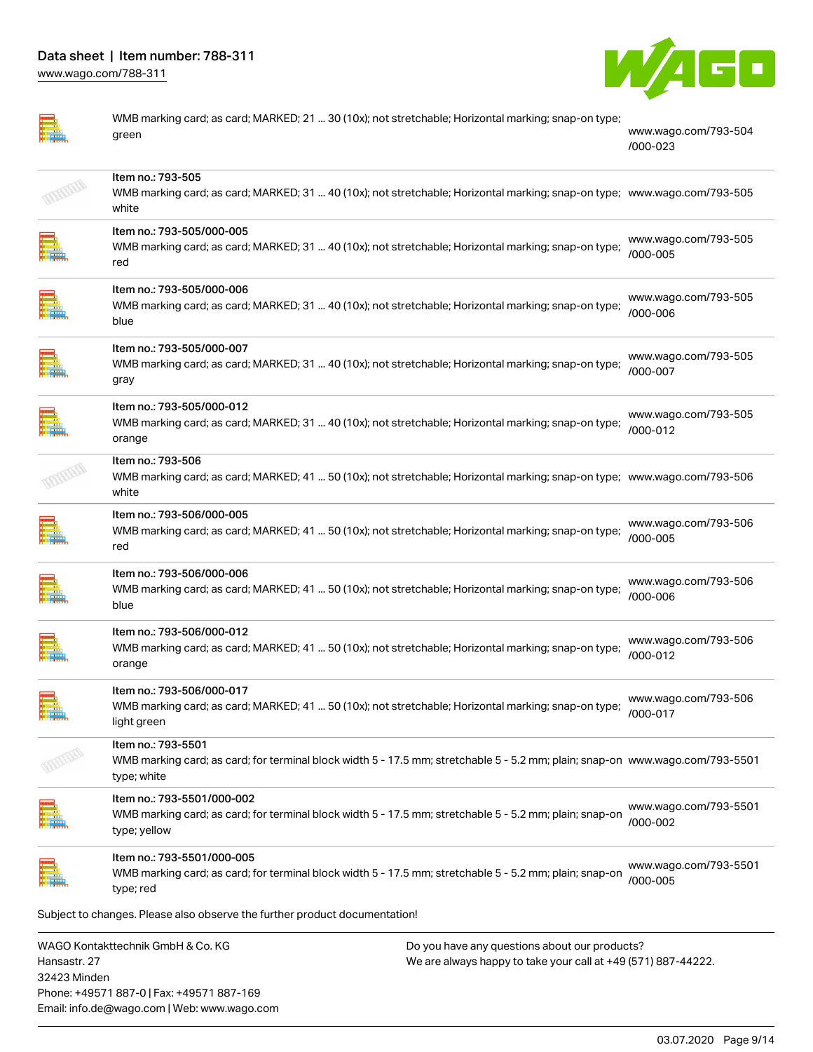| | | |
|---|---|---|
| | WMB marking card; as card; MARKED; 21 ... 30 (10x); not stretchable; Horizontal marking; snap-on type; green | www.wago.com/793-504/000-023 |
| | Item no.: 793-505<br>WMB marking card; as card; MARKED; 31 ... 40 (10x); not stretchable; Horizontal marking; snap-on type; white | www.wago.com/793-505 |
| | Item no.: 793-505/000-005<br>WMB marking card; as card; MARKED; 31 ... 40 (10x); not stretchable; Horizontal marking; snap-on type; red | www.wago.com/793-505/000-005 |
| | Item no.: 793-505/000-006<br>WMB marking card; as card; MARKED; 31 ... 40 (10x); not stretchable; Horizontal marking; snap-on type; blue | www.wago.com/793-505/000-006 |
| | Item no.: 793-505/000-007<br>WMB marking card; as card; MARKED; 31 ... 40 (10x); not stretchable; Horizontal marking; snap-on type; gray | www.wago.com/793-505/000-007 |
| | Item no.: 793-505/000-012<br>WMB marking card; as card; MARKED; 31 ... 40 (10x); not stretchable; Horizontal marking; snap-on type; orange | www.wago.com/793-505/000-012 |
| | Item no.: 793-506<br>WMB marking card; as card; MARKED; 41 ... 50 (10x); not stretchable; Horizontal marking; snap-on type; white | www.wago.com/793-506 |
| | Item no.: 793-506/000-005<br>WMB marking card; as card; MARKED; 41 ... 50 (10x); not stretchable; Horizontal marking; snap-on type; red | www.wago.com/793-506/000-005 |
| | Item no.: 793-506/000-006<br>WMB marking card; as card; MARKED; 41 ... 50 (10x); not stretchable; Horizontal marking; snap-on type; blue | www.wago.com/793-506/000-006 |
| | Item no.: 793-506/000-012<br>WMB marking card; as card; MARKED; 41 ... 50 (10x); not stretchable; Horizontal marking; snap-on type; orange | www.wago.com/793-506/000-012 |
| | Item no.: 793-506/000-017<br>WMB marking card; as card; MARKED; 41 ... 50 (10x); not stretchable; Horizontal marking; snap-on type; light green | www.wago.com/793-506/000-017 |
| | Item no.: 793-5501<br>WMB marking card; as card; for terminal block width 5 - 17.5 mm; stretchable 5 - 5.2 mm; plain; snap-on type; white | www.wago.com/793-5501 |
| | Item no.: 793-5501/000-002<br>WMB marking card; as card; for terminal block width 5 - 17.5 mm; stretchable 5 - 5.2 mm; plain; snap-on type; yellow | www.wago.com/793-5501/000-002 |
| | Item no.: 793-5501/000-005<br>WMB marking card; as card; for terminal block width 5 - 17.5 mm; stretchable 5 - 5.2 mm; plain; snap-on type; red | www.wago.com/793-5501/000-005 |

Subject to changes. Please also observe the further product documentation!

WAGO Kontakttechnik GmbH & Co. KG
Hansastr. 27
32423 Minden
Phone: +49571 887-0 | Fax: +49571 887-169
Email: info.de@wago.com | Web: www.wago.com

Do you have any questions about our products?
We are always happy to take your call at +49 (571) 887-44222.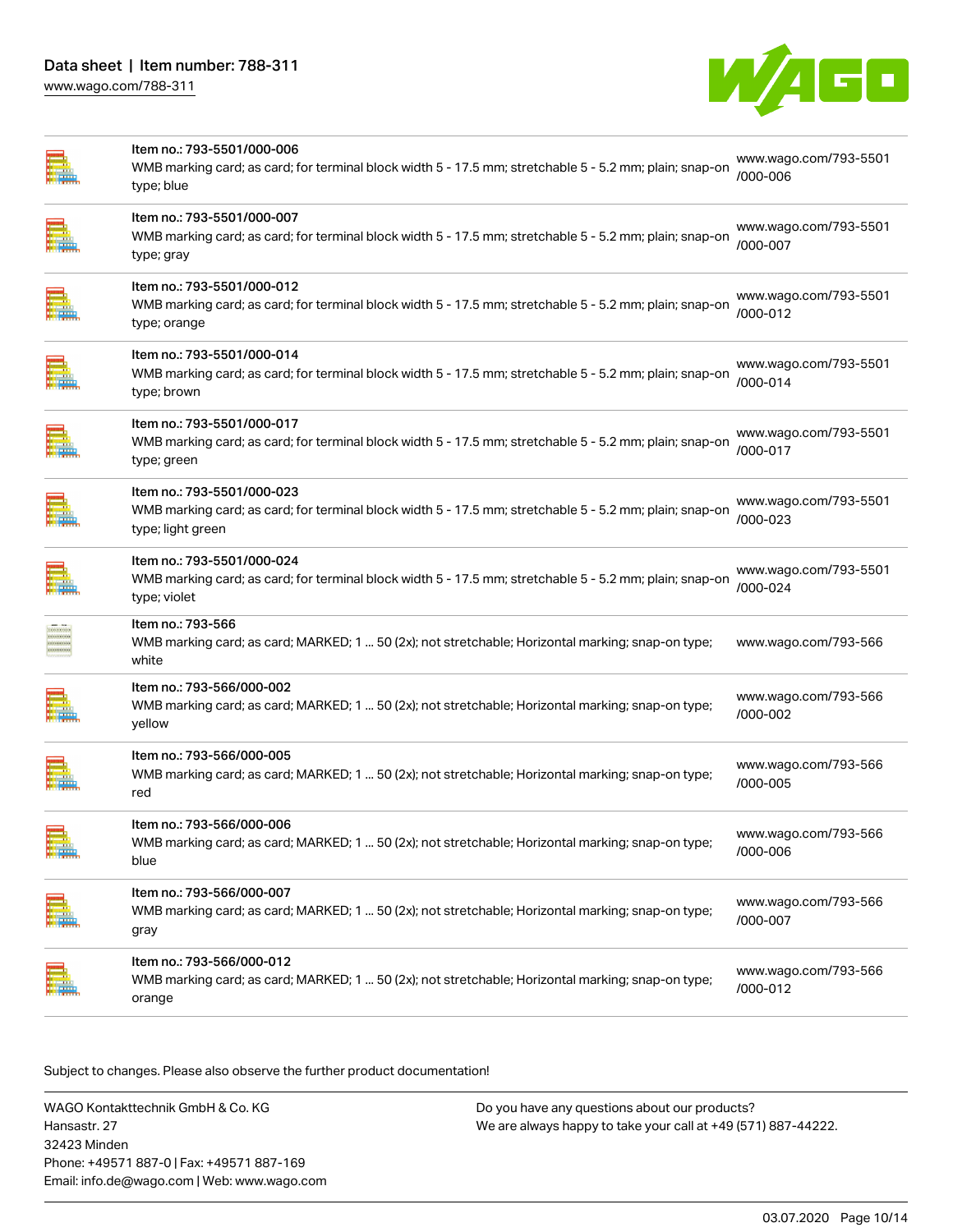| | Item | URL |
|---|---|---|
| | Item no.: 793-5501/000-006<br>WMB marking card; as card; for terminal block width 5 - 17.5 mm; stretchable 5 - 5.2 mm; plain; snap-on type; blue | www.wago.com/793-5501/000-006 |
| | Item no.: 793-5501/000-007<br>WMB marking card; as card; for terminal block width 5 - 17.5 mm; stretchable 5 - 5.2 mm; plain; snap-on type; gray | www.wago.com/793-5501/000-007 |
| | Item no.: 793-5501/000-012<br>WMB marking card; as card; for terminal block width 5 - 17.5 mm; stretchable 5 - 5.2 mm; plain; snap-on type; orange | www.wago.com/793-5501/000-012 |
| | Item no.: 793-5501/000-014<br>WMB marking card; as card; for terminal block width 5 - 17.5 mm; stretchable 5 - 5.2 mm; plain; snap-on type; brown | www.wago.com/793-5501/000-014 |
| | Item no.: 793-5501/000-017<br>WMB marking card; as card; for terminal block width 5 - 17.5 mm; stretchable 5 - 5.2 mm; plain; snap-on type; green | www.wago.com/793-5501/000-017 |
| | Item no.: 793-5501/000-023<br>WMB marking card; as card; for terminal block width 5 - 17.5 mm; stretchable 5 - 5.2 mm; plain; snap-on type; light green | www.wago.com/793-5501/000-023 |
| | Item no.: 793-5501/000-024<br>WMB marking card; as card; for terminal block width 5 - 17.5 mm; stretchable 5 - 5.2 mm; plain; snap-on type; violet | www.wago.com/793-5501/000-024 |
| | Item no.: 793-566<br>WMB marking card; as card; MARKED; 1 ... 50 (2x); not stretchable; Horizontal marking; snap-on type; white | www.wago.com/793-566 |
| | Item no.: 793-566/000-002<br>WMB marking card; as card; MARKED; 1 ... 50 (2x); not stretchable; Horizontal marking; snap-on type; yellow | www.wago.com/793-566/000-002 |
| | Item no.: 793-566/000-005<br>WMB marking card; as card; MARKED; 1 ... 50 (2x); not stretchable; Horizontal marking; snap-on type; red | www.wago.com/793-566/000-005 |
| | Item no.: 793-566/000-006<br>WMB marking card; as card; MARKED; 1 ... 50 (2x); not stretchable; Horizontal marking; snap-on type; blue | www.wago.com/793-566/000-006 |
| | Item no.: 793-566/000-007<br>WMB marking card; as card; MARKED; 1 ... 50 (2x); not stretchable; Horizontal marking; snap-on type; gray | www.wago.com/793-566/000-007 |
| | Item no.: 793-566/000-012<br>WMB marking card; as card; MARKED; 1 ... 50 (2x); not stretchable; Horizontal marking; snap-on type; orange | www.wago.com/793-566/000-012 |

Subject to changes. Please also observe the further product documentation!

WAGO Kontakttechnik GmbH & Co. KG
Hansastr. 27
32423 Minden
Phone: +49571 887-0 | Fax: +49571 887-169
Email: info.de@wago.com | Web: www.wago.com

Do you have any questions about our products?
We are always happy to take your call at +49 (571) 887-44222.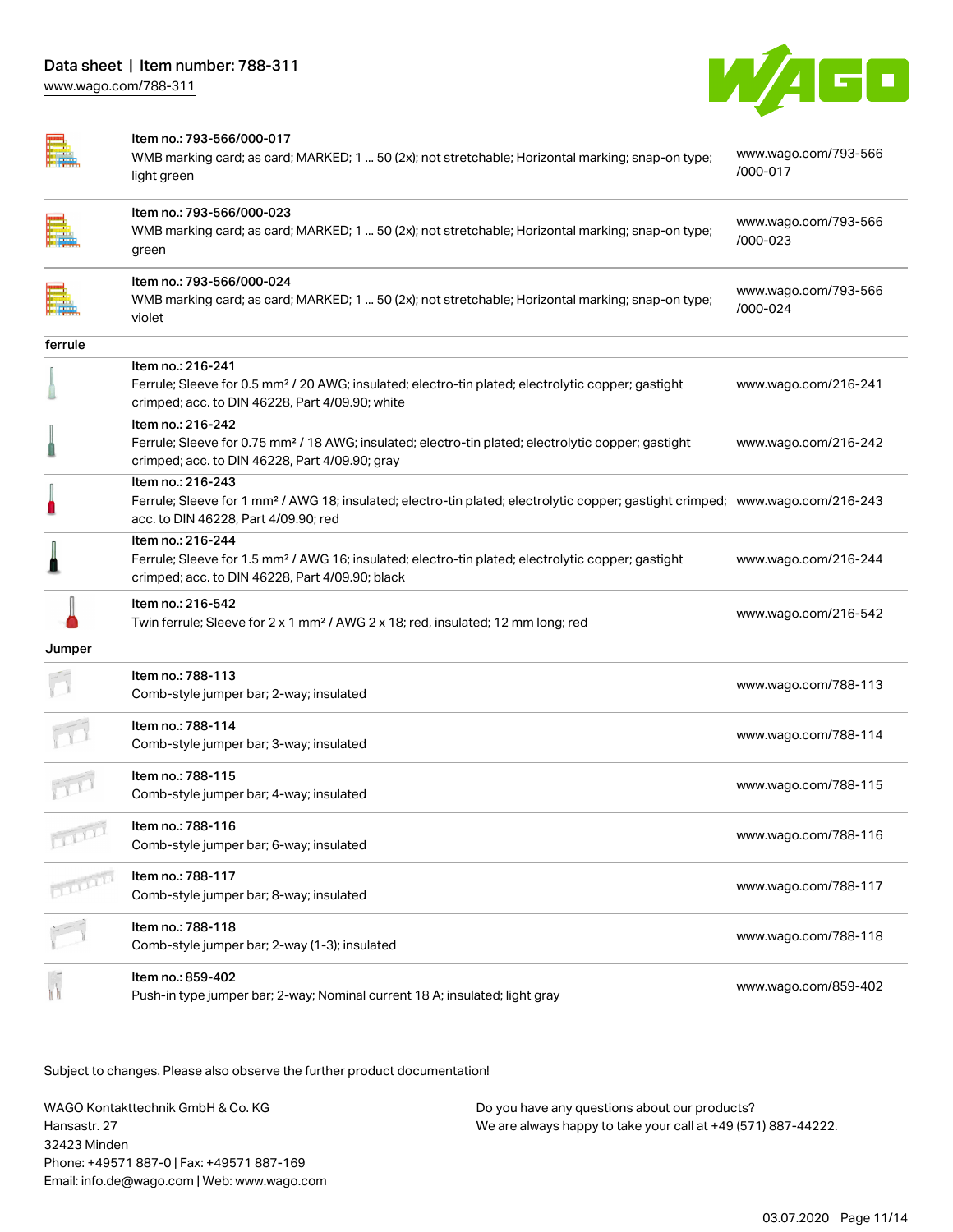| | | |
|---|---|---|
| | Item no.: 793-566/000-017<br>WMB marking card; as card; MARKED; 1 ... 50 (2x); not stretchable; Horizontal marking; snap-on type; light green | www.wago.com/793-566/000-017 |
| | Item no.: 793-566/000-023<br>WMB marking card; as card; MARKED; 1 ... 50 (2x); not stretchable; Horizontal marking; snap-on type; green | www.wago.com/793-566/000-023 |
| | Item no.: 793-566/000-024<br>WMB marking card; as card; MARKED; 1 ... 50 (2x); not stretchable; Horizontal marking; snap-on type; violet | www.wago.com/793-566/000-024 |
| ferrule | | |
| | Item no.: 216-241<br>Ferrule; Sleeve for 0.5 mm² / 20 AWG; insulated; electro-tin plated; electrolytic copper; gastight crimped; acc. to DIN 46228, Part 4/09.90; white | www.wago.com/216-241 |
| | Item no.: 216-242<br>Ferrule; Sleeve for 0.75 mm² / 18 AWG; insulated; electro-tin plated; electrolytic copper; gastight crimped; acc. to DIN 46228, Part 4/09.90; gray | www.wago.com/216-242 |
| | Item no.: 216-243<br>Ferrule; Sleeve for 1 mm² / AWG 18; insulated; electro-tin plated; electrolytic copper; gastight crimped; acc. to DIN 46228, Part 4/09.90; red | www.wago.com/216-243 |
| | Item no.: 216-244<br>Ferrule; Sleeve for 1.5 mm² / AWG 16; insulated; electro-tin plated; electrolytic copper; gastight crimped; acc. to DIN 46228, Part 4/09.90; black | www.wago.com/216-244 |
| | Item no.: 216-542<br>Twin ferrule; Sleeve for 2 x 1 mm² / AWG 2 x 18; red, insulated; 12 mm long; red | www.wago.com/216-542 |
| Jumper | | |
| | Item no.: 788-113<br>Comb-style jumper bar; 2-way; insulated | www.wago.com/788-113 |
| | Item no.: 788-114<br>Comb-style jumper bar; 3-way; insulated | www.wago.com/788-114 |
| | Item no.: 788-115<br>Comb-style jumper bar; 4-way; insulated | www.wago.com/788-115 |
| | Item no.: 788-116<br>Comb-style jumper bar; 6-way; insulated | www.wago.com/788-116 |
| | Item no.: 788-117<br>Comb-style jumper bar; 8-way; insulated | www.wago.com/788-117 |
| | Item no.: 788-118<br>Comb-style jumper bar; 2-way (1-3); insulated | www.wago.com/788-118 |
| | Item no.: 859-402<br>Push-in type jumper bar; 2-way; Nominal current 18 A; insulated; light gray | www.wago.com/859-402 |

Subject to changes. Please also observe the further product documentation!

WAGO Kontakttechnik GmbH & Co. KG
Hansastr. 27
32423 Minden
Phone: +49571 887-0 | Fax: +49571 887-169
Email: info.de@wago.com | Web: www.wago.com

Do you have any questions about our products?
We are always happy to take your call at +49 (571) 887-44222.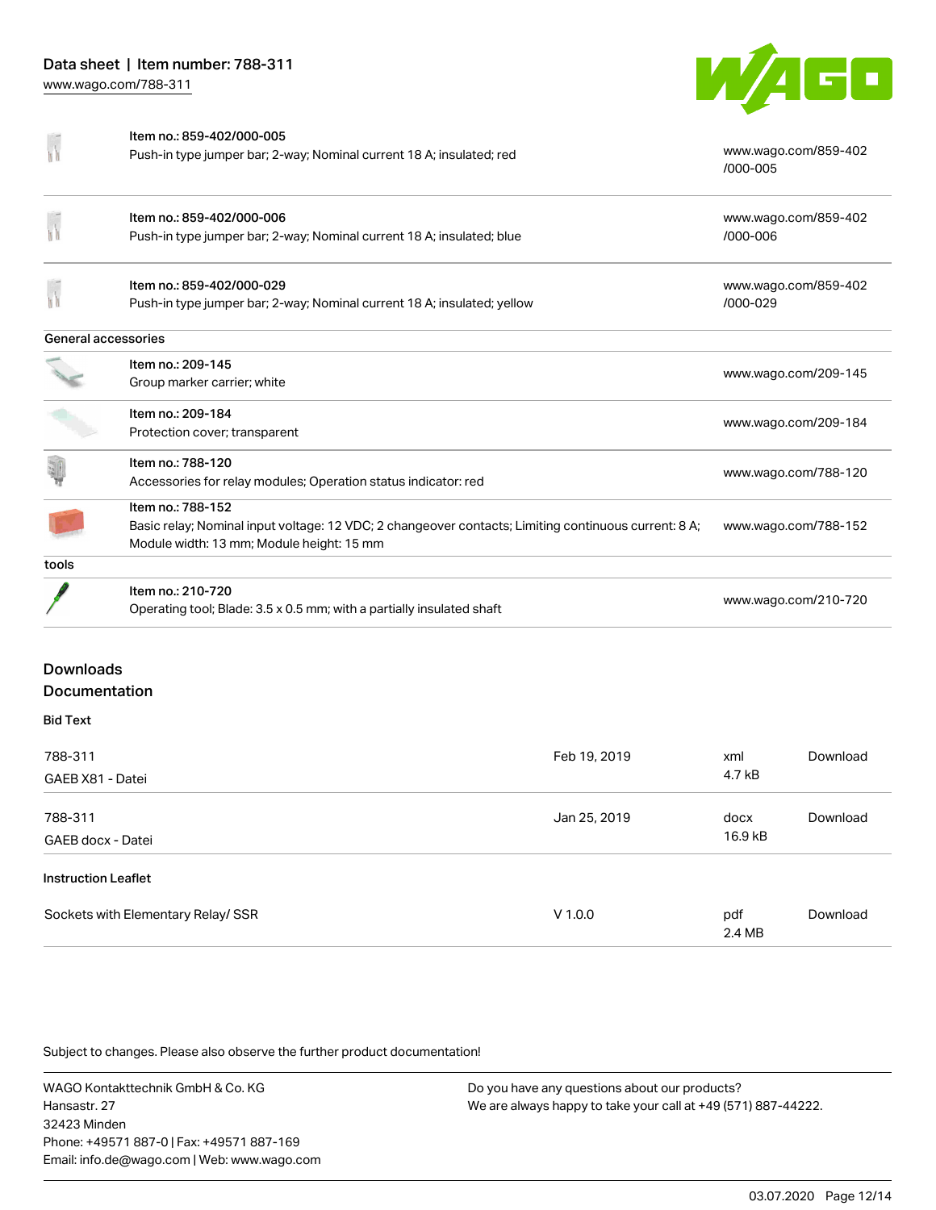| | | |
|---|---|---|
| | Item no.: 859-402/000-005<br>Push-in type jumper bar; 2-way; Nominal current 18 A; insulated; red | www.wago.com/859-402/000-005 |
| | Item no.: 859-402/000-006<br>Push-in type jumper bar; 2-way; Nominal current 18 A; insulated; blue | www.wago.com/859-402/000-006 |
| | Item no.: 859-402/000-029<br>Push-in type jumper bar; 2-way; Nominal current 18 A; insulated; yellow | www.wago.com/859-402/000-029 |
| **General accessories** | | |
| | Item no.: 209-145<br>Group marker carrier; white | www.wago.com/209-145 |
| | Item no.: 209-184<br>Protection cover; transparent | www.wago.com/209-184 |
| | Item no.: 788-120<br>Accessories for relay modules; Operation status indicator: red | www.wago.com/788-120 |
| | Item no.: 788-152<br>Basic relay; Nominal input voltage: 12 VDC; 2 changeover contacts; Limiting continuous current: 8 A; Module width: 13 mm; Module height: 15 mm | www.wago.com/788-152 |
| **tools** | | |
| | Item no.: 210-720<br>Operating tool; Blade: 3.5 x 0.5 mm; with a partially insulated shaft | www.wago.com/210-720 |

## Downloads

### Documentation

**Bid Text**

| | | | |
|---|---|---|---|
| 788-311<br>GAEB X81 - Datei | Feb 19, 2019 | xml<br>4.7 kB | Download |
| 788-311<br>GAEB docx - Datei | Jan 25, 2019 | docx<br>16.9 kB | Download |

**Instruction Leaflet**

| | | | |
|---|---|---|---|
| Sockets with Elementary Relay/ SSR | V 1.0.0 | pdf<br>2.4 MB | Download |

Subject to changes. Please also observe the further product documentation!

WAGO Kontakttechnik GmbH & Co. KG
Hansastr. 27
32423 Minden
Phone: +49571 887-0 | Fax: +49571 887-169
Email: info.de@wago.com | Web: www.wago.com

Do you have any questions about our products?
We are always happy to take your call at +49 (571) 887-44222.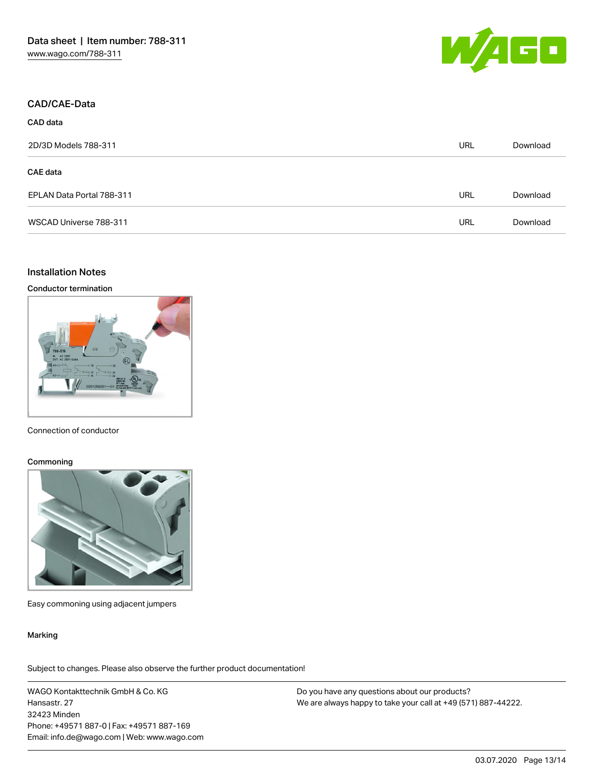## CAD/CAE-Data

### CAD data

| | | |
|---|---|---|
| 2D/3D Models 788-311 | URL | Download |

### CAE data

| | | |
|---|---|---|
| EPLAN Data Portal 788-311 | URL | Download |
| WSCAD Universe 788-311 | URL | Download |

## Installation Notes

### Conductor termination

Connection of conductor

### Commoning

Easy commoning using adjacent jumpers

### Marking

Subject to changes. Please also observe the further product documentation!

WAGO Kontakttechnik GmbH & Co. KG
Hansastr. 27
32423 Minden
Phone: +49571 887-0 | Fax: +49571 887-169
Email: info.de@wago.com | Web: www.wago.com

Do you have any questions about our products?
We are always happy to take your call at +49 (571) 887-44222.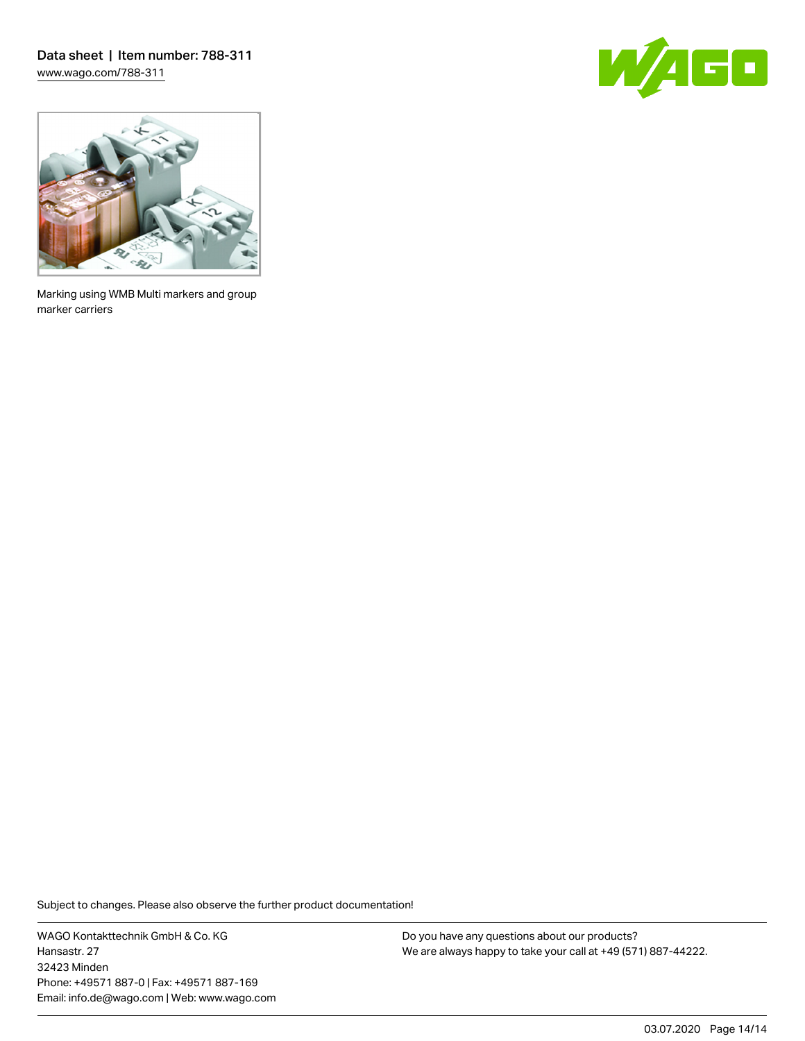Marking using WMB Multi markers and group marker carriers

Subject to changes. Please also observe the further product documentation!

WAGO Kontakttechnik GmbH & Co. KG
Hansastr. 27
32423 Minden
Phone: +49571 887-0 | Fax: +49571 887-169
Email: info.de@wago.com | Web: www.wago.com

Do you have any questions about our products?
We are always happy to take your call at +49 (571) 887-44222.